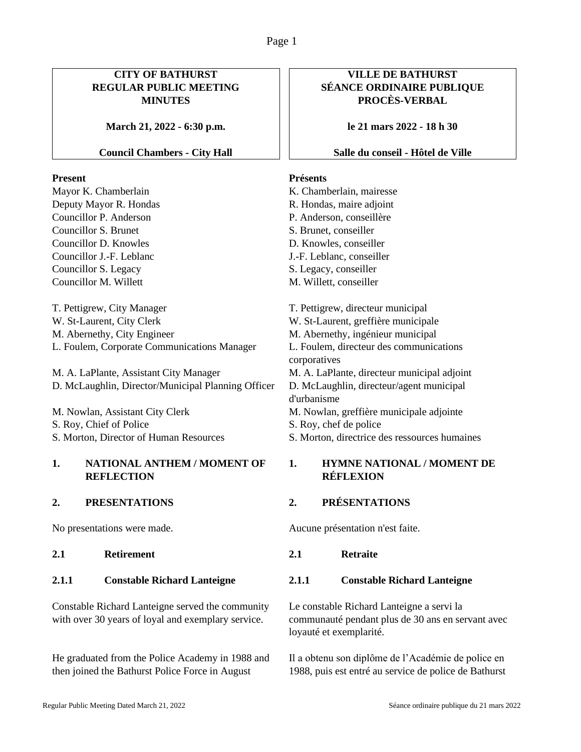**CITY OF BATHURST**
**REGULAR PUBLIC MEETING**
**MINUTES**

**March 21, 2022 - 6:30 p.m.**

**Council Chambers - City Hall**

**VILLE DE BATHURST**
**SÉANCE ORDINAIRE PUBLIQUE**
**PROCÈS-VERBAL**

**le 21 mars 2022 - 18 h 30**

**Salle du conseil - Hôtel de Ville**

**Present**

Mayor K. Chamberlain
Deputy Mayor R. Hondas
Councillor P. Anderson
Councillor S. Brunet
Councillor D. Knowles
Councillor J.-F. Leblanc
Councillor S. Legacy
Councillor M. Willett

T. Pettigrew, City Manager
W. St-Laurent, City Clerk
M. Abernethy, City Engineer
L. Foulem, Corporate Communications Manager

M. A. LaPlante, Assistant City Manager
D. McLaughlin, Director/Municipal Planning Officer

M. Nowlan, Assistant City Clerk
S. Roy, Chief of Police
S. Morton, Director of Human Resources

**Présents**

K. Chamberlain, mairesse
R. Hondas, maire adjoint
P. Anderson, conseillère
S. Brunet, conseiller
D. Knowles, conseiller
J.-F. Leblanc, conseiller
S. Legacy, conseiller
M. Willett, conseiller

T. Pettigrew, directeur municipal
W. St-Laurent, greffière municipale
M. Abernethy, ingénieur municipal
L. Foulem, directeur des communications corporatives
M. A. LaPlante, directeur municipal adjoint
D. McLaughlin, directeur/agent municipal d'urbanisme
M. Nowlan, greffière municipale adjointe
S. Roy, chef de police
S. Morton, directrice des ressources humaines

## 1. NATIONAL ANTHEM / MOMENT OF REFLECTION

## 1. HYMNE NATIONAL / MOMENT DE RÉFLEXION

## 2. PRESENTATIONS

No presentations were made.

## 2. PRÉSENTATIONS

Aucune présentation n'est faite.

### 2.1 Retirement

### 2.1 Retraite

#### 2.1.1 Constable Richard Lanteigne

Constable Richard Lanteigne served the community with over 30 years of loyal and exemplary service.

He graduated from the Police Academy in 1988 and then joined the Bathurst Police Force in August

#### 2.1.1 Constable Richard Lanteigne

Le constable Richard Lanteigne a servi la communauté pendant plus de 30 ans en servant avec loyauté et exemplarité.

Il a obtenu son diplôme de l'Académie de police en 1988, puis est entré au service de police de Bathurst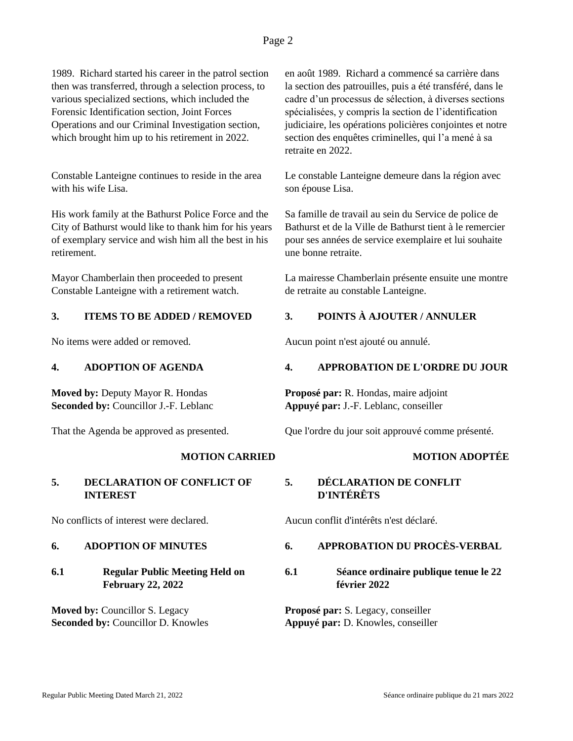1989. Richard started his career in the patrol section then was transferred, through a selection process, to various specialized sections, which included the Forensic Identification section, Joint Forces Operations and our Criminal Investigation section, which brought him up to his retirement in 2022.

Constable Lanteigne continues to reside in the area with his wife Lisa.

His work family at the Bathurst Police Force and the City of Bathurst would like to thank him for his years of exemplary service and wish him all the best in his retirement.

Mayor Chamberlain then proceeded to present Constable Lanteigne with a retirement watch.

en août 1989. Richard a commencé sa carrière dans la section des patrouilles, puis a été transféré, dans le cadre d'un processus de sélection, à diverses sections spécialisées, y compris la section de l'identification judiciaire, les opérations policières conjointes et notre section des enquêtes criminelles, qui l'a mené à sa retraite en 2022.

Le constable Lanteigne demeure dans la région avec son épouse Lisa.

Sa famille de travail au sein du Service de police de Bathurst et de la Ville de Bathurst tient à le remercier pour ses années de service exemplaire et lui souhaite une bonne retraite.

La mairesse Chamberlain présente ensuite une montre de retraite au constable Lanteigne.

## 3. ITEMS TO BE ADDED / REMOVED

No items were added or removed.

## 3. POINTS À AJOUTER / ANNULER

Aucun point n'est ajouté ou annulé.

## 4. ADOPTION OF AGENDA

**Moved by:** Deputy Mayor R. Hondas
**Seconded by:** Councillor J.-F. Leblanc

That the Agenda be approved as presented.

**MOTION CARRIED**

## 4. APPROBATION DE L'ORDRE DU JOUR

**Proposé par:** R. Hondas, maire adjoint
**Appuyé par:** J.-F. Leblanc, conseiller

Que l'ordre du jour soit approuvé comme présenté.

**MOTION ADOPTÉE**

## 5. DECLARATION OF CONFLICT OF INTEREST

No conflicts of interest were declared.

## 5. DÉCLARATION DE CONFLIT D'INTÉRÊTS

Aucun conflit d'intérêts n'est déclaré.

## 6. ADOPTION OF MINUTES

### 6.1 Regular Public Meeting Held on February 22, 2022

**Moved by:** Councillor S. Legacy
**Seconded by:** Councillor D. Knowles

## 6. APPROBATION DU PROCÈS-VERBAL

### 6.1 Séance ordinaire publique tenue le 22 février 2022

**Proposé par:** S. Legacy, conseiller
**Appuyé par:** D. Knowles, conseiller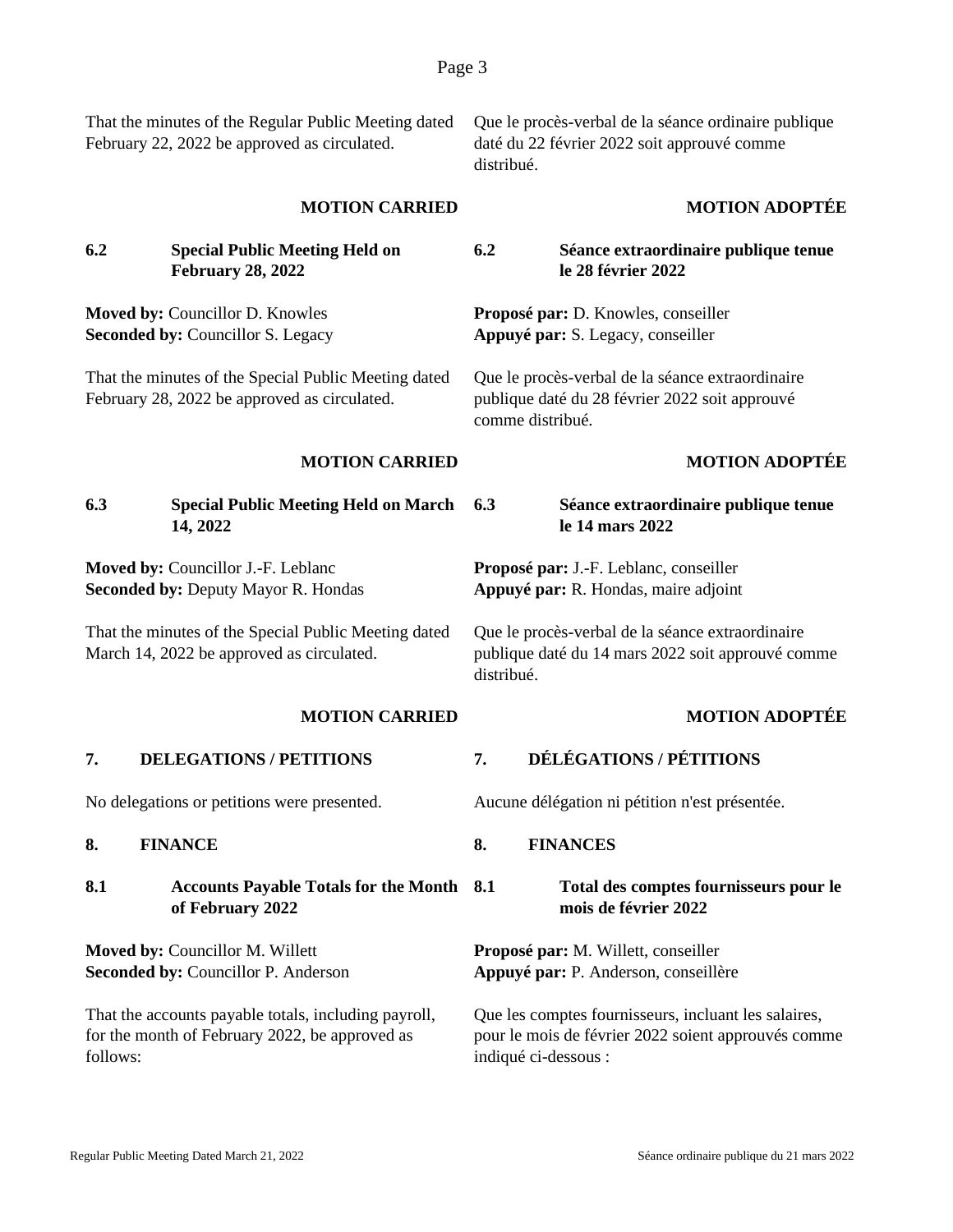That the minutes of the Regular Public Meeting dated February 22, 2022 be approved as circulated.

Que le procès-verbal de la séance ordinaire publique daté du 22 février 2022 soit approuvé comme distribué.

**MOTION CARRIED**

**MOTION ADOPTÉE**

### 6.2 Special Public Meeting Held on February 28, 2022

### 6.2 Séance extraordinaire publique tenue le 28 février 2022

**Moved by:** Councillor D. Knowles
**Seconded by:** Councillor S. Legacy

**Proposé par:** D. Knowles, conseiller
**Appuyé par:** S. Legacy, conseiller

That the minutes of the Special Public Meeting dated February 28, 2022 be approved as circulated.

Que le procès-verbal de la séance extraordinaire publique daté du 28 février 2022 soit approuvé comme distribué.

**MOTION CARRIED**

**MOTION ADOPTÉE**

### 6.3 Special Public Meeting Held on March 14, 2022

### 6.3 Séance extraordinaire publique tenue le 14 mars 2022

**Moved by:** Councillor J.-F. Leblanc
**Seconded by:** Deputy Mayor R. Hondas

**Proposé par:** J.-F. Leblanc, conseiller
**Appuyé par:** R. Hondas, maire adjoint

That the minutes of the Special Public Meeting dated March 14, 2022 be approved as circulated.

Que le procès-verbal de la séance extraordinaire publique daté du 14 mars 2022 soit approuvé comme distribué.

**MOTION CARRIED**

**MOTION ADOPTÉE**

## 7. DELEGATIONS / PETITIONS

## 7. DÉLÉGATIONS / PÉTITIONS

No delegations or petitions were presented.

Aucune délégation ni pétition n'est présentée.

## 8. FINANCE

## 8. FINANCES

### 8.1 Accounts Payable Totals for the Month of February 2022

### 8.1 Total des comptes fournisseurs pour le mois de février 2022

**Moved by:** Councillor M. Willett
**Seconded by:** Councillor P. Anderson

**Proposé par:** M. Willett, conseiller
**Appuyé par:** P. Anderson, conseillère

That the accounts payable totals, including payroll, for the month of February 2022, be approved as follows:

Que les comptes fournisseurs, incluant les salaires, pour le mois de février 2022 soient approuvés comme indiqué ci-dessous :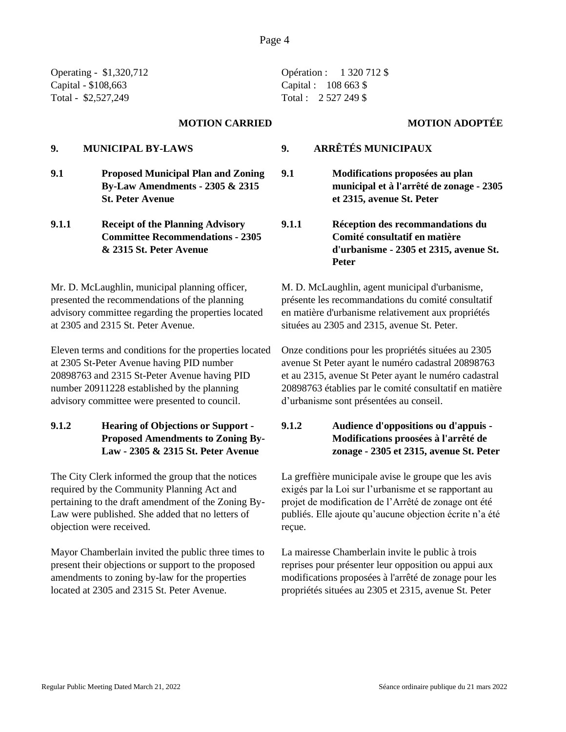Operating - $1,320,712
Capital - $108,663
Total - $2,527,249

Opération : 1 320 712 $
Capital : 108 663 $
Total : 2 527 249 $

**MOTION CARRIED**

**MOTION ADOPTÉE**

## 9. MUNICIPAL BY-LAWS

## 9. ARRÊTÉS MUNICIPAUX

### 9.1 Proposed Municipal Plan and Zoning By-Law Amendments - 2305 & 2315 St. Peter Avenue

### 9.1 Modifications proposées au plan municipal et à l'arrêté de zonage - 2305 et 2315, avenue St. Peter

#### 9.1.1 Receipt of the Planning Advisory Committee Recommendations - 2305 & 2315 St. Peter Avenue

#### 9.1.1 Réception des recommandations du Comité consultatif en matière d'urbanisme - 2305 et 2315, avenue St. Peter

Mr. D. McLaughlin, municipal planning officer, presented the recommendations of the planning advisory committee regarding the properties located at 2305 and 2315 St. Peter Avenue.

M. D. McLaughlin, agent municipal d'urbanisme, présente les recommandations du comité consultatif en matière d'urbanisme relativement aux propriétés situées au 2305 and 2315, avenue St. Peter.

Eleven terms and conditions for the properties located at 2305 St-Peter Avenue having PID number 20898763 and 2315 St-Peter Avenue having PID number 20911228 established by the planning advisory committee were presented to council.

Onze conditions pour les propriétés situées au 2305 avenue St Peter ayant le numéro cadastral 20898763 et au 2315, avenue St Peter ayant le numéro cadastral 20898763 établies par le comité consultatif en matière d'urbanisme sont présentées au conseil.

#### 9.1.2 Hearing of Objections or Support - Proposed Amendments to Zoning By-Law - 2305 & 2315 St. Peter Avenue

#### 9.1.2 Audience d'oppositions ou d'appuis - Modifications proosées à l'arrêté de zonage - 2305 et 2315, avenue St. Peter

The City Clerk informed the group that the notices required by the Community Planning Act and pertaining to the draft amendment of the Zoning By-Law were published. She added that no letters of objection were received.

La greffière municipale avise le groupe que les avis exigés par la Loi sur l'urbanisme et se rapportant au projet de modification de l'Arrêté de zonage ont été publiés. Elle ajoute qu'aucune objection écrite n'a été reçue.

Mayor Chamberlain invited the public three times to present their objections or support to the proposed amendments to zoning by-law for the properties located at 2305 and 2315 St. Peter Avenue.

La mairesse Chamberlain invite le public à trois reprises pour présenter leur opposition ou appui aux modifications proposées à l'arrêté de zonage pour les propriétés situées au 2305 et 2315, avenue St. Peter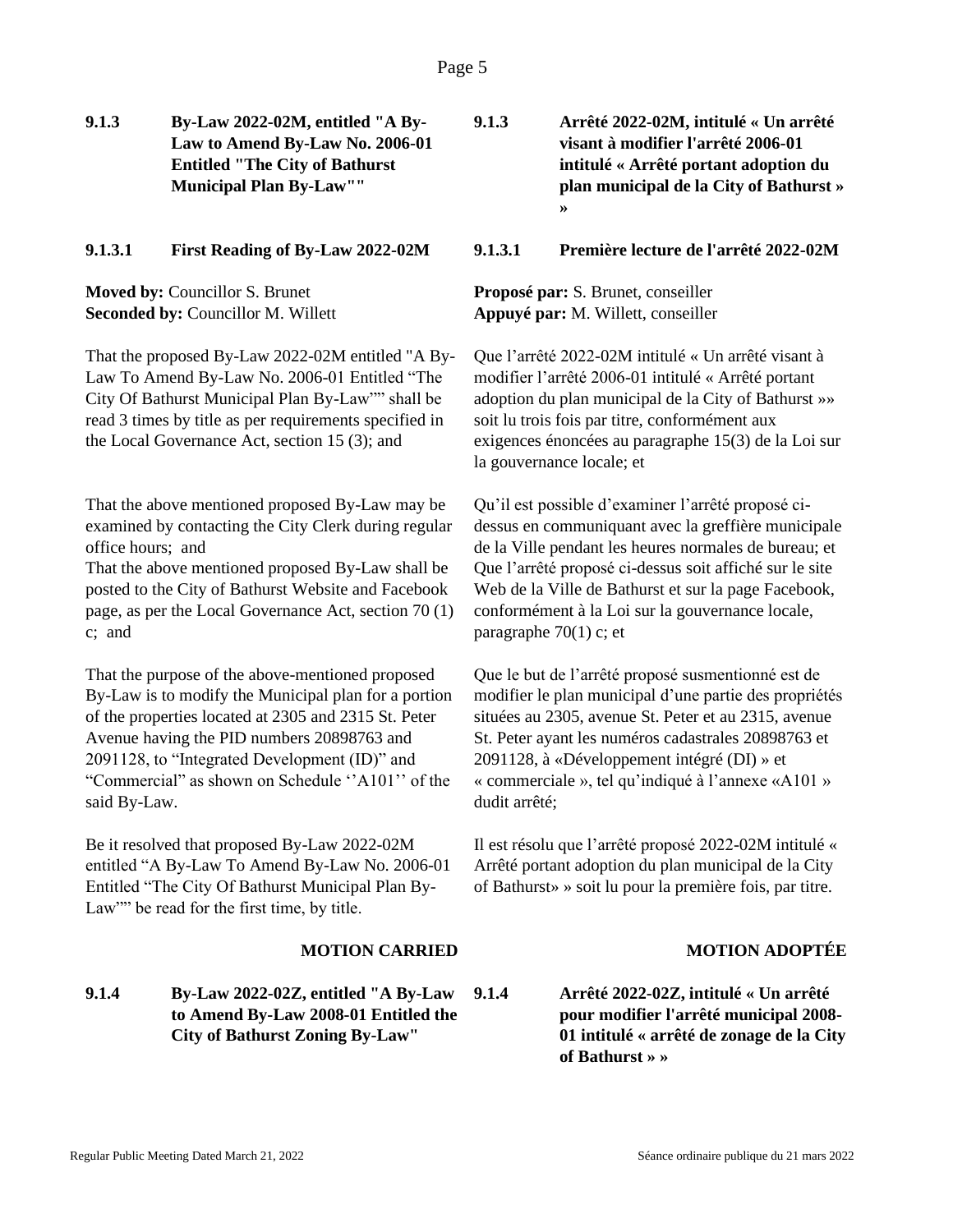### 9.1.3 By-Law 2022-02M, entitled "A By-Law to Amend By-Law No. 2006-01 Entitled "The City of Bathurst Municipal Plan By-Law""

### 9.1.3.1 First Reading of By-Law 2022-02M

**Moved by:** Councillor S. Brunet
**Seconded by:** Councillor M. Willett

That the proposed By-Law 2022-02M entitled "A By-Law To Amend By-Law No. 2006-01 Entitled "The City Of Bathurst Municipal Plan By-Law"" shall be read 3 times by title as per requirements specified in the Local Governance Act, section 15 (3); and

That the above mentioned proposed By-Law may be examined by contacting the City Clerk during regular office hours; and
That the above mentioned proposed By-Law shall be posted to the City of Bathurst Website and Facebook page, as per the Local Governance Act, section 70 (1) c; and

That the purpose of the above-mentioned proposed By-Law is to modify the Municipal plan for a portion of the properties located at 2305 and 2315 St. Peter Avenue having the PID numbers 20898763 and 2091128, to "Integrated Development (ID)" and "Commercial" as shown on Schedule ''A101'' of the said By-Law.

Be it resolved that proposed By-Law 2022-02M entitled "A By-Law To Amend By-Law No. 2006-01 Entitled "The City Of Bathurst Municipal Plan By-Law"" be read for the first time, by title.

**MOTION CARRIED**

### 9.1.3 Arrêté 2022-02M, intitulé « Un arrêté visant à modifier l'arrêté 2006-01 intitulé « Arrêté portant adoption du plan municipal de la City of Bathurst » »

### 9.1.3.1 Première lecture de l'arrêté 2022-02M

**Proposé par:** S. Brunet, conseiller
**Appuyé par:** M. Willett, conseiller

Que l'arrêté 2022-02M intitulé « Un arrêté visant à modifier l'arrêté 2006-01 intitulé « Arrêté portant adoption du plan municipal de la City of Bathurst »» soit lu trois fois par titre, conformément aux exigences énoncées au paragraphe 15(3) de la Loi sur la gouvernance locale; et

Qu'il est possible d'examiner l'arrêté proposé ci-dessus en communiquant avec la greffière municipale de la Ville pendant les heures normales de bureau; et
Que l'arrêté proposé ci-dessus soit affiché sur le site Web de la Ville de Bathurst et sur la page Facebook, conformément à la Loi sur la gouvernance locale, paragraphe 70(1) c; et

Que le but de l'arrêté proposé susmentionné est de modifier le plan municipal d'une partie des propriétés situées au 2305, avenue St. Peter et au 2315, avenue St. Peter ayant les numéros cadastrales 20898763 et 2091128, à «Développement intégré (DI) » et « commerciale », tel qu'indiqué à l'annexe «A101 » dudit arrêté;

Il est résolu que l'arrêté proposé 2022-02M intitulé « Arrêté portant adoption du plan municipal de la City of Bathurst» » soit lu pour la première fois, par titre.

**MOTION ADOPTÉE**

### 9.1.4 By-Law 2022-02Z, entitled "A By-Law to Amend By-Law 2008-01 Entitled the City of Bathurst Zoning By-Law"

### 9.1.4 Arrêté 2022-02Z, intitulé « Un arrêté pour modifier l'arrêté municipal 2008-01 intitulé « arrêté de zonage de la City of Bathurst » »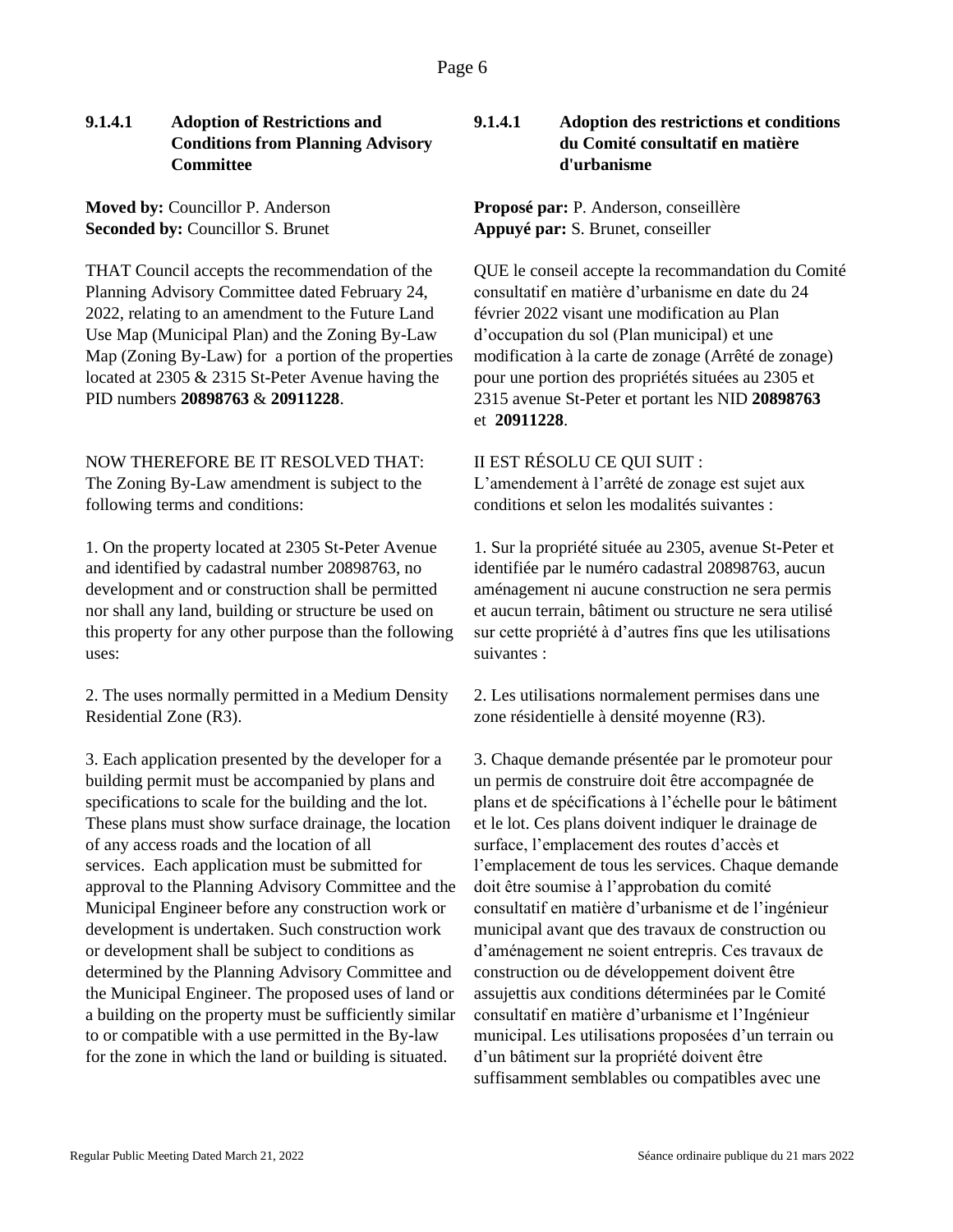### 9.1.4.1 Adoption of Restrictions and Conditions from Planning Advisory Committee

**Moved by:** Councillor P. Anderson
**Seconded by:** Councillor S. Brunet

THAT Council accepts the recommendation of the Planning Advisory Committee dated February 24, 2022, relating to an amendment to the Future Land Use Map (Municipal Plan) and the Zoning By-Law Map (Zoning By-Law) for a portion of the properties located at 2305 & 2315 St-Peter Avenue having the PID numbers **20898763** & **20911228**.

NOW THEREFORE BE IT RESOLVED THAT:
The Zoning By-Law amendment is subject to the following terms and conditions:

1. On the property located at 2305 St-Peter Avenue and identified by cadastral number 20898763, no development and or construction shall be permitted nor shall any land, building or structure be used on this property for any other purpose than the following uses:

2. The uses normally permitted in a Medium Density Residential Zone (R3).

3. Each application presented by the developer for a building permit must be accompanied by plans and specifications to scale for the building and the lot. These plans must show surface drainage, the location of any access roads and the location of all services. Each application must be submitted for approval to the Planning Advisory Committee and the Municipal Engineer before any construction work or development is undertaken. Such construction work or development shall be subject to conditions as determined by the Planning Advisory Committee and the Municipal Engineer. The proposed uses of land or a building on the property must be sufficiently similar to or compatible with a use permitted in the By-law for the zone in which the land or building is situated.

### 9.1.4.1 Adoption des restrictions et conditions du Comité consultatif en matière d'urbanisme

**Proposé par:** P. Anderson, conseillère
**Appuyé par:** S. Brunet, conseiller

QUE le conseil accepte la recommandation du Comité consultatif en matière d'urbanisme en date du 24 février 2022 visant une modification au Plan d'occupation du sol (Plan municipal) et une modification à la carte de zonage (Arrêté de zonage) pour une portion des propriétés situées au 2305 et 2315 avenue St-Peter et portant les NID **20898763** et **20911228**.

II EST RÉSOLU CE QUI SUIT :
L'amendement à l'arrêté de zonage est sujet aux conditions et selon les modalités suivantes :

1. Sur la propriété située au 2305, avenue St-Peter et identifiée par le numéro cadastral 20898763, aucun aménagement ni aucune construction ne sera permis et aucun terrain, bâtiment ou structure ne sera utilisé sur cette propriété à d'autres fins que les utilisations suivantes :

2. Les utilisations normalement permises dans une zone résidentielle à densité moyenne (R3).

3. Chaque demande présentée par le promoteur pour un permis de construire doit être accompagnée de plans et de spécifications à l'échelle pour le bâtiment et le lot. Ces plans doivent indiquer le drainage de surface, l'emplacement des routes d'accès et l'emplacement de tous les services. Chaque demande doit être soumise à l'approbation du comité consultatif en matière d'urbanisme et de l'ingénieur municipal avant que des travaux de construction ou d'aménagement ne soient entrepris. Ces travaux de construction ou de développement doivent être assujettis aux conditions déterminées par le Comité consultatif en matière d'urbanisme et l'Ingénieur municipal. Les utilisations proposées d'un terrain ou d'un bâtiment sur la propriété doivent être suffisamment semblables ou compatibles avec une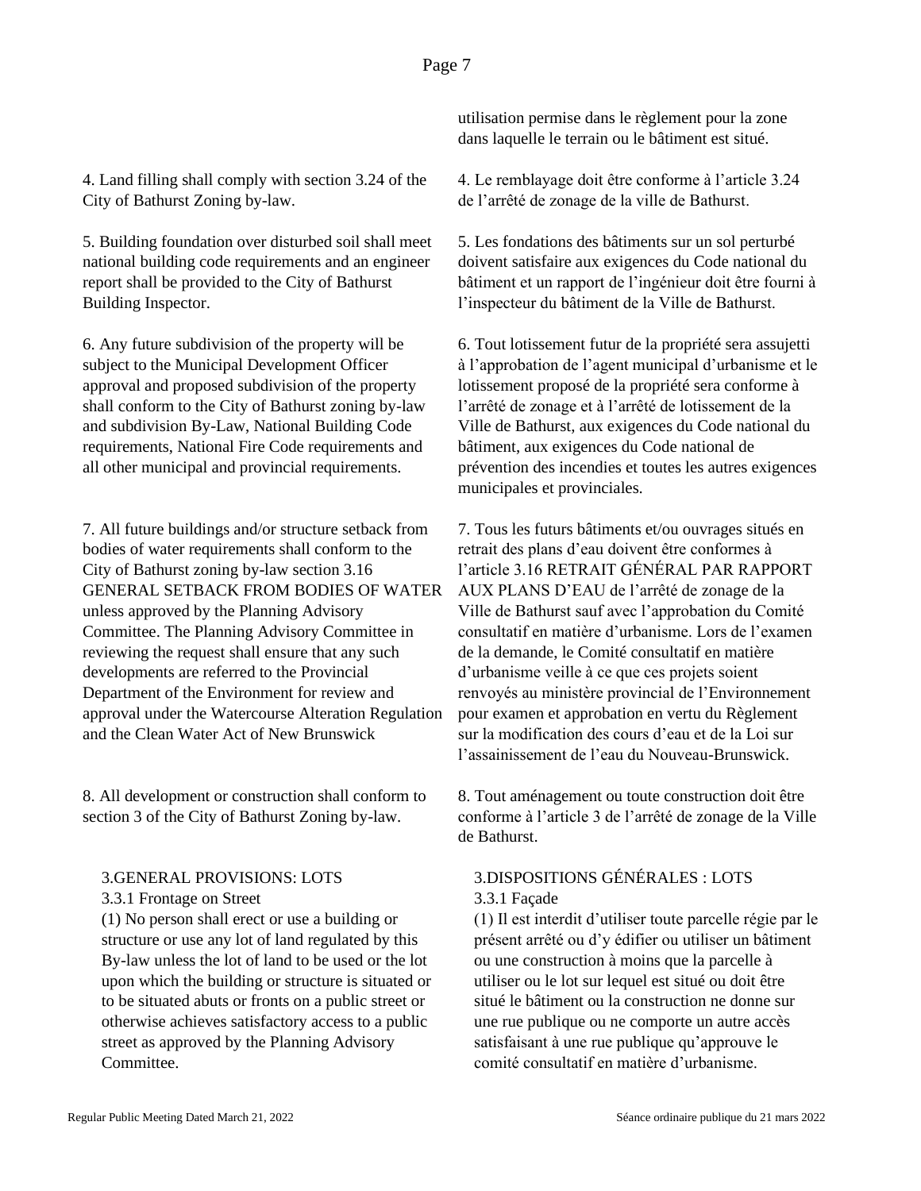utilisation permise dans le règlement pour la zone dans laquelle le terrain ou le bâtiment est situé.

4. Land filling shall comply with section 3.24 of the City of Bathurst Zoning by-law.

4. Le remblayage doit être conforme à l’article 3.24 de l’arrêté de zonage de la ville de Bathurst.

5. Building foundation over disturbed soil shall meet national building code requirements and an engineer report shall be provided to the City of Bathurst Building Inspector.

5. Les fondations des bâtiments sur un sol perturbé doivent satisfaire aux exigences du Code national du bâtiment et un rapport de l’ingénieur doit être fourni à l’inspecteur du bâtiment de la Ville de Bathurst.

6. Any future subdivision of the property will be subject to the Municipal Development Officer approval and proposed subdivision of the property shall conform to the City of Bathurst zoning by-law and subdivision By-Law, National Building Code requirements, National Fire Code requirements and all other municipal and provincial requirements.

6. Tout lotissement futur de la propriété sera assujetti à l’approbation de l’agent municipal d’urbanisme et le lotissement proposé de la propriété sera conforme à l’arrêté de zonage et à l’arrêté de lotissement de la Ville de Bathurst, aux exigences du Code national du bâtiment, aux exigences du Code national de prévention des incendies et toutes les autres exigences municipales et provinciales.

7. All future buildings and/or structure setback from bodies of water requirements shall conform to the City of Bathurst zoning by-law section 3.16 GENERAL SETBACK FROM BODIES OF WATER unless approved by the Planning Advisory Committee. The Planning Advisory Committee in reviewing the request shall ensure that any such developments are referred to the Provincial Department of the Environment for review and approval under the Watercourse Alteration Regulation and the Clean Water Act of New Brunswick

7. Tous les futurs bâtiments et/ou ouvrages situés en retrait des plans d’eau doivent être conformes à l’article 3.16 RETRAIT GÉNÉRAL PAR RAPPORT AUX PLANS D’EAU de l’arrêté de zonage de la Ville de Bathurst sauf avec l’approbation du Comité consultatif en matière d’urbanisme. Lors de l’examen de la demande, le Comité consultatif en matière d’urbanisme veille à ce que ces projets soient renvoyés au ministère provincial de l’Environnement pour examen et approbation en vertu du Règlement sur la modification des cours d’eau et de la Loi sur l’assainissement de l’eau du Nouveau-Brunswick.

8. All development or construction shall conform to section 3 of the City of Bathurst Zoning by-law.

8. Tout aménagement ou toute construction doit être conforme à l’article 3 de l’arrêté de zonage de la Ville de Bathurst.

3.GENERAL PROVISIONS: LOTS

3.3.1 Frontage on Street

(1) No person shall erect or use a building or structure or use any lot of land regulated by this By-law unless the lot of land to be used or the lot upon which the building or structure is situated or to be situated abuts or fronts on a public street or otherwise achieves satisfactory access to a public street as approved by the Planning Advisory Committee.

3.DISPOSITIONS GÉNÉRALES : LOTS

3.3.1 Façade

(1) Il est interdit d’utiliser toute parcelle régie par le présent arrêté ou d’y édifier ou utiliser un bâtiment ou une construction à moins que la parcelle à utiliser ou le lot sur lequel est situé ou doit être situé le bâtiment ou la construction ne donne sur une rue publique ou ne comporte un autre accès satisfaisant à une rue publique qu’approuve le comité consultatif en matière d’urbanisme.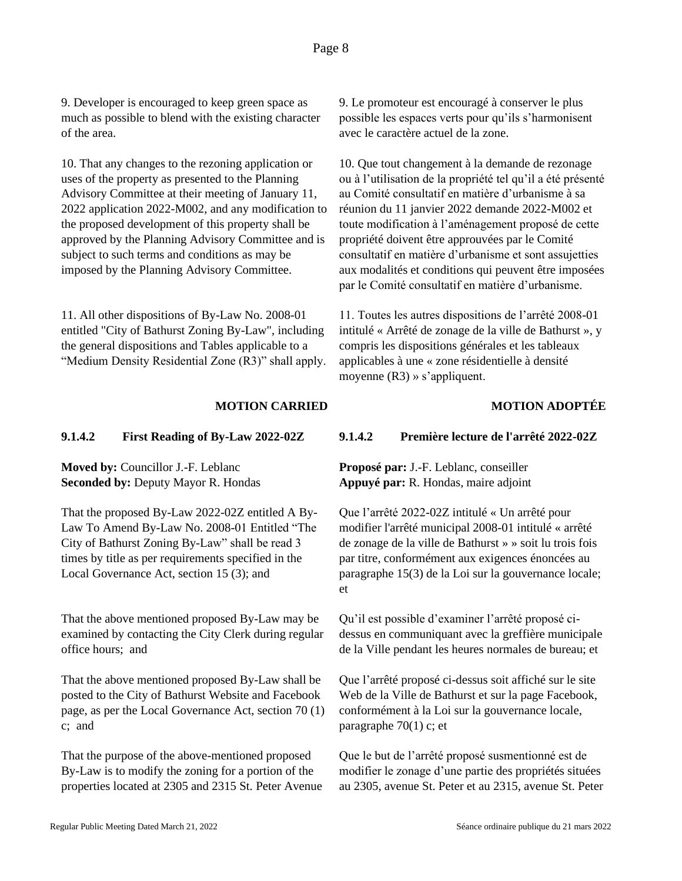9. Developer is encouraged to keep green space as much as possible to blend with the existing character of the area.

10. That any changes to the rezoning application or uses of the property as presented to the Planning Advisory Committee at their meeting of January 11, 2022 application 2022-M002, and any modification to the proposed development of this property shall be approved by the Planning Advisory Committee and is subject to such terms and conditions as may be imposed by the Planning Advisory Committee.

11. All other dispositions of By-Law No. 2008-01 entitled "City of Bathurst Zoning By-Law", including the general dispositions and Tables applicable to a "Medium Density Residential Zone (R3)" shall apply.

**MOTION CARRIED**

9. Le promoteur est encouragé à conserver le plus possible les espaces verts pour qu'ils s'harmonisent avec le caractère actuel de la zone.

10. Que tout changement à la demande de rezonage ou à l'utilisation de la propriété tel qu'il a été présenté au Comité consultatif en matière d'urbanisme à sa réunion du 11 janvier 2022 demande 2022-M002 et toute modification à l'aménagement proposé de cette propriété doivent être approuvées par le Comité consultatif en matière d'urbanisme et sont assujetties aux modalités et conditions qui peuvent être imposées par le Comité consultatif en matière d'urbanisme.

11. Toutes les autres dispositions de l'arrêté 2008-01 intitulé « Arrêté de zonage de la ville de Bathurst », y compris les dispositions générales et les tableaux applicables à une « zone résidentielle à densité moyenne (R3) » s'appliquent.

**MOTION ADOPTÉE**

### 9.1.4.2 First Reading of By-Law 2022-02Z

**Moved by:** Councillor J.-F. Leblanc
**Seconded by:** Deputy Mayor R. Hondas

That the proposed By-Law 2022-02Z entitled A By-Law To Amend By-Law No. 2008-01 Entitled "The City of Bathurst Zoning By-Law" shall be read 3 times by title as per requirements specified in the Local Governance Act, section 15 (3); and

That the above mentioned proposed By-Law may be examined by contacting the City Clerk during regular office hours; and

That the above mentioned proposed By-Law shall be posted to the City of Bathurst Website and Facebook page, as per the Local Governance Act, section 70 (1) c; and

That the purpose of the above-mentioned proposed By-Law is to modify the zoning for a portion of the properties located at 2305 and 2315 St. Peter Avenue

### 9.1.4.2 Première lecture de l'arrêté 2022-02Z

**Proposé par:** J.-F. Leblanc, conseiller
**Appuyé par:** R. Hondas, maire adjoint

Que l'arrêté 2022-02Z intitulé « Un arrêté pour modifier l'arrêté municipal 2008-01 intitulé « arrêté de zonage de la ville de Bathurst » » soit lu trois fois par titre, conformément aux exigences énoncées au paragraphe 15(3) de la Loi sur la gouvernance locale; et

Qu'il est possible d'examiner l'arrêté proposé ci-dessus en communiquant avec la greffière municipale de la Ville pendant les heures normales de bureau; et

Que l'arrêté proposé ci-dessus soit affiché sur le site Web de la Ville de Bathurst et sur la page Facebook, conformément à la Loi sur la gouvernance locale, paragraphe 70(1) c; et

Que le but de l'arrêté proposé susmentionné est de modifier le zonage d'une partie des propriétés situées au 2305, avenue St. Peter et au 2315, avenue St. Peter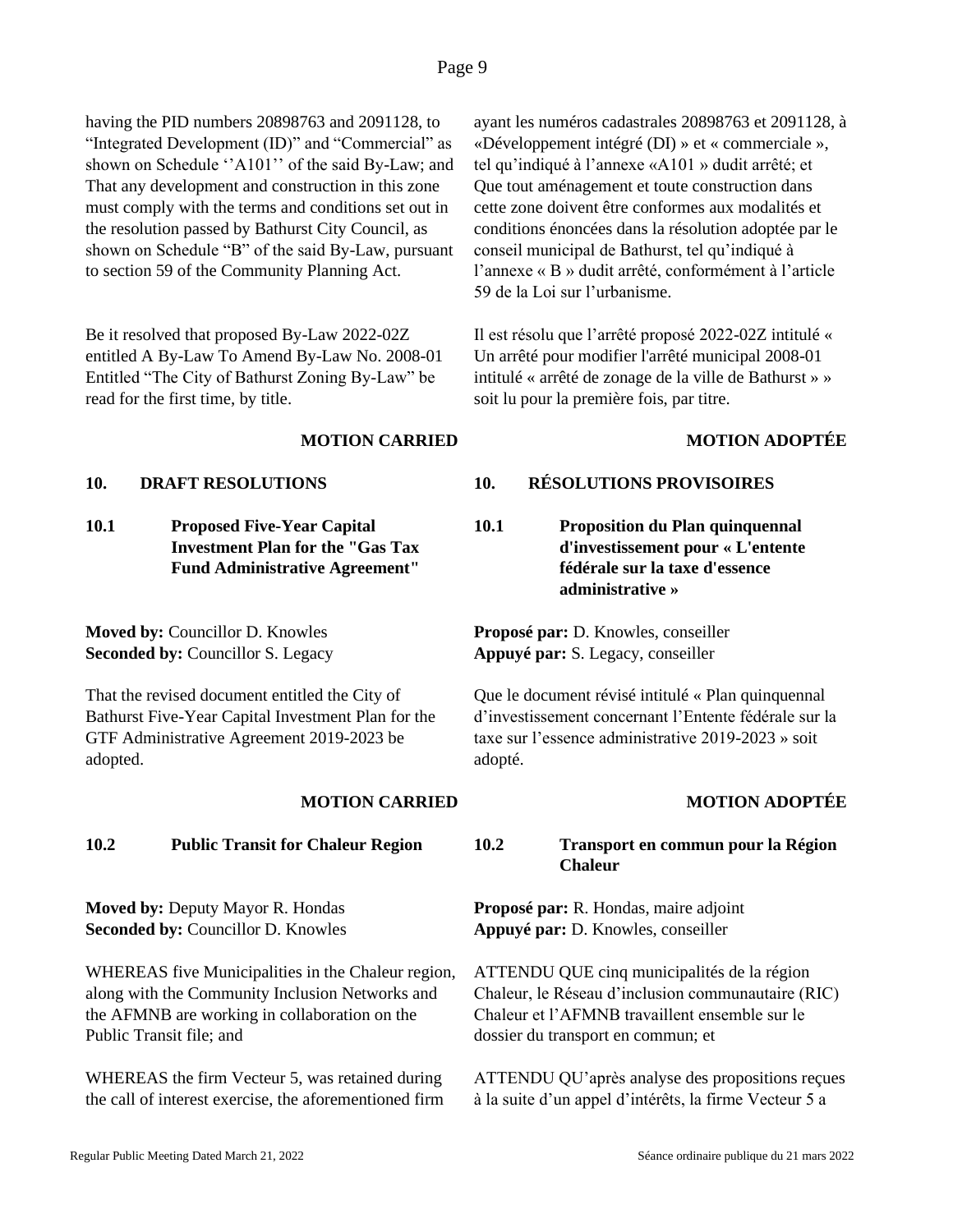having the PID numbers 20898763 and 2091128, to "Integrated Development (ID)" and "Commercial" as shown on Schedule ''A101'' of the said By-Law; and That any development and construction in this zone must comply with the terms and conditions set out in the resolution passed by Bathurst City Council, as shown on Schedule "B" of the said By-Law, pursuant to section 59 of the Community Planning Act.

ayant les numéros cadastrales 20898763 et 2091128, à «Développement intégré (DI) » et « commerciale », tel qu'indiqué à l'annexe «A101 » dudit arrêté; et Que tout aménagement et toute construction dans cette zone doivent être conformes aux modalités et conditions énoncées dans la résolution adoptée par le conseil municipal de Bathurst, tel qu'indiqué à l'annexe « B » dudit arrêté, conformément à l'article 59 de la Loi sur l'urbanisme.

Be it resolved that proposed By-Law 2022-02Z entitled A By-Law To Amend By-Law No. 2008-01 Entitled "The City of Bathurst Zoning By-Law" be read for the first time, by title.

Il est résolu que l'arrêté proposé 2022-02Z intitulé « Un arrêté pour modifier l'arrêté municipal 2008-01 intitulé « arrêté de zonage de la ville de Bathurst » » soit lu pour la première fois, par titre.

**MOTION CARRIED** / **MOTION ADOPTÉE**

## 10. DRAFT RESOLUTIONS / 10. RÉSOLUTIONS PROVISOIRES

### 10.1 Proposed Five-Year Capital Investment Plan for the "Gas Tax Fund Administrative Agreement"

### 10.1 Proposition du Plan quinquennal d'investissement pour « L'entente fédérale sur la taxe d'essence administrative »

**Moved by:** Councillor D. Knowles
**Seconded by:** Councillor S. Legacy

**Proposé par:** D. Knowles, conseiller
**Appuyé par:** S. Legacy, conseiller

That the revised document entitled the City of Bathurst Five-Year Capital Investment Plan for the GTF Administrative Agreement 2019-2023 be adopted.

Que le document révisé intitulé « Plan quinquennal d'investissement concernant l'Entente fédérale sur la taxe sur l'essence administrative 2019-2023 » soit adopté.

**MOTION CARRIED** / **MOTION ADOPTÉE**

### 10.2 Public Transit for Chaleur Region

### 10.2 Transport en commun pour la Région Chaleur

**Moved by:** Deputy Mayor R. Hondas
**Seconded by:** Councillor D. Knowles

**Proposé par:** R. Hondas, maire adjoint
**Appuyé par:** D. Knowles, conseiller

WHEREAS five Municipalities in the Chaleur region, along with the Community Inclusion Networks and the AFMNB are working in collaboration on the Public Transit file; and

ATTENDU QUE cinq municipalités de la région Chaleur, le Réseau d'inclusion communautaire (RIC) Chaleur et l'AFMNB travaillent ensemble sur le dossier du transport en commun; et

WHEREAS the firm Vecteur 5, was retained during the call of interest exercise, the aforementioned firm

ATTENDU QU'après analyse des propositions reçues à la suite d'un appel d'intérêts, la firme Vecteur 5 a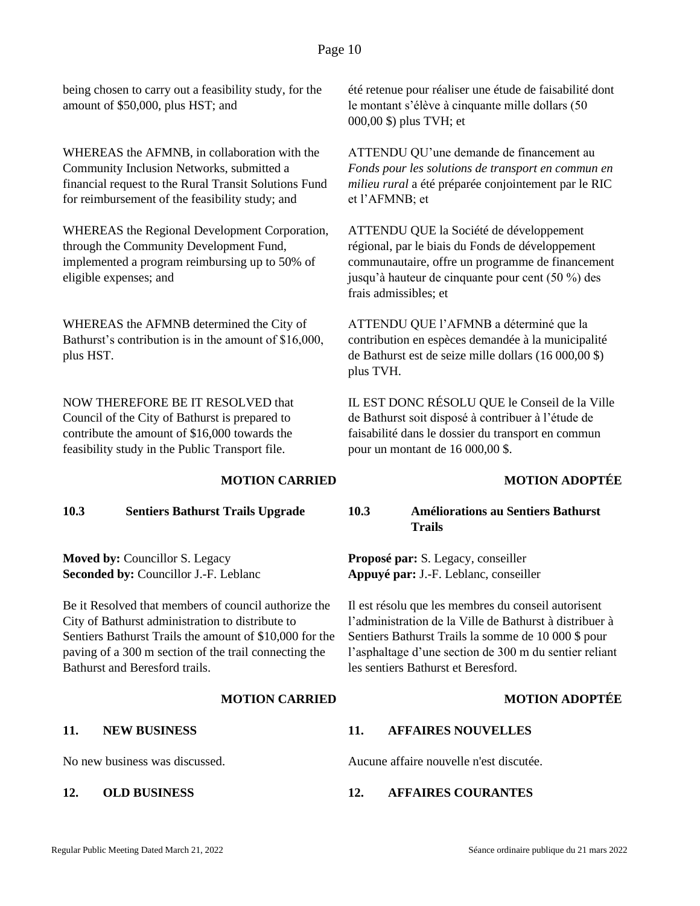being chosen to carry out a feasibility study, for the amount of $50,000, plus HST; and

WHEREAS the AFMNB, in collaboration with the Community Inclusion Networks, submitted a financial request to the Rural Transit Solutions Fund for reimbursement of the feasibility study; and

WHEREAS the Regional Development Corporation, through the Community Development Fund, implemented a program reimbursing up to 50% of eligible expenses; and

WHEREAS the AFMNB determined the City of Bathurst's contribution is in the amount of $16,000, plus HST.

NOW THEREFORE BE IT RESOLVED that Council of the City of Bathurst is prepared to contribute the amount of $16,000 towards the feasibility study in the Public Transport file.

**MOTION CARRIED**

été retenue pour réaliser une étude de faisabilité dont le montant s'élève à cinquante mille dollars (50 000,00 $) plus TVH; et

ATTENDU QU'une demande de financement au *Fonds pour les solutions de transport en commun en milieu rural* a été préparée conjointement par le RIC et l'AFMNB; et

ATTENDU QUE la Société de développement régional, par le biais du Fonds de développement communautaire, offre un programme de financement jusqu'à hauteur de cinquante pour cent (50 %) des frais admissibles; et

ATTENDU QUE l'AFMNB a déterminé que la contribution en espèces demandée à la municipalité de Bathurst est de seize mille dollars (16 000,00 $) plus TVH.

IL EST DONC RÉSOLU QUE le Conseil de la Ville de Bathurst soit disposé à contribuer à l'étude de faisabilité dans le dossier du transport en commun pour un montant de 16 000,00 $.

**MOTION ADOPTÉE**

### 10.3 Sentiers Bathurst Trails Upgrade

**Moved by:** Councillor S. Legacy
**Seconded by:** Councillor J.-F. Leblanc

Be it Resolved that members of council authorize the City of Bathurst administration to distribute to Sentiers Bathurst Trails the amount of $10,000 for the paving of a 300 m section of the trail connecting the Bathurst and Beresford trails.

**MOTION CARRIED**

### 10.3 Améliorations au Sentiers Bathurst Trails

**Proposé par:** S. Legacy, conseiller
**Appuyé par:** J.-F. Leblanc, conseiller

Il est résolu que les membres du conseil autorisent l'administration de la Ville de Bathurst à distribuer à Sentiers Bathurst Trails la somme de 10 000 $ pour l'asphaltage d'une section de 300 m du sentier reliant les sentiers Bathurst et Beresford.

**MOTION ADOPTÉE**

## 11. NEW BUSINESS

No new business was discussed.

## 11. AFFAIRES NOUVELLES

Aucune affaire nouvelle n'est discutée.

## 12. OLD BUSINESS

## 12. AFFAIRES COURANTES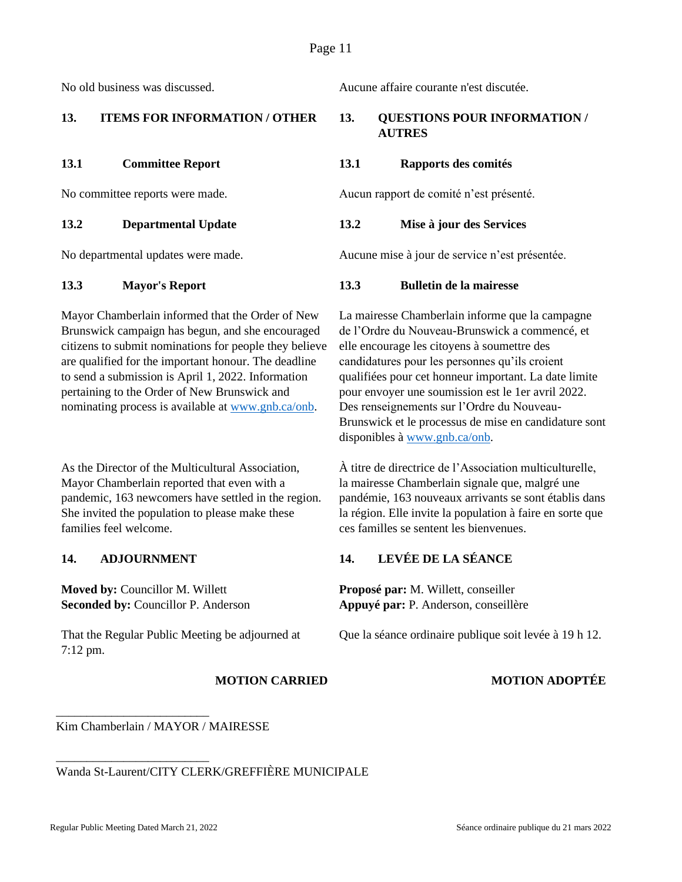No old business was discussed.

Aucune affaire courante n'est discutée.

## 13. ITEMS FOR INFORMATION / OTHER

## 13. QUESTIONS POUR INFORMATION / AUTRES

### 13.1 Committee Report

No committee reports were made.

### 13.1 Rapports des comités

Aucun rapport de comité n'est présenté.

### 13.2 Departmental Update

No departmental updates were made.

### 13.2 Mise à jour des Services

Aucune mise à jour de service n'est présentée.

### 13.3 Mayor's Report

Mayor Chamberlain informed that the Order of New Brunswick campaign has begun, and she encouraged citizens to submit nominations for people they believe are qualified for the important honour. The deadline to send a submission is April 1, 2022. Information pertaining to the Order of New Brunswick and nominating process is available at www.gnb.ca/onb.

As the Director of the Multicultural Association, Mayor Chamberlain reported that even with a pandemic, 163 newcomers have settled in the region. She invited the population to please make these families feel welcome.

### 13.3 Bulletin de la mairesse

La mairesse Chamberlain informe que la campagne de l'Ordre du Nouveau-Brunswick a commencé, et elle encourage les citoyens à soumettre des candidatures pour les personnes qu'ils croient qualifiées pour cet honneur important. La date limite pour envoyer une soumission est le 1er avril 2022. Des renseignements sur l'Ordre du Nouveau-Brunswick et le processus de mise en candidature sont disponibles à www.gnb.ca/onb.

À titre de directrice de l'Association multiculturelle, la mairesse Chamberlain signale que, malgré une pandémie, 163 nouveaux arrivants se sont établis dans la région. Elle invite la population à faire en sorte que ces familles se sentent les bienvenues.

## 14. ADJOURNMENT

**Moved by:** Councillor M. Willett
**Seconded by:** Councillor P. Anderson

That the Regular Public Meeting be adjourned at 7:12 pm.

**MOTION CARRIED**

## 14. LEVÉE DE LA SÉANCE

**Proposé par:** M. Willett, conseiller
**Appuyé par:** P. Anderson, conseillère

Que la séance ordinaire publique soit levée à 19 h 12.

**MOTION ADOPTÉE**

\_\_\_\_\_\_\_\_\_\_\_\_\_\_\_\_\_\_\_\_\_\_\_\_\_

Kim Chamberlain / MAYOR / MAIRESSE

\_\_\_\_\_\_\_\_\_\_\_\_\_\_\_\_\_\_\_\_\_\_\_\_\_

Wanda St-Laurent/CITY CLERK/GREFFIÈRE MUNICIPALE